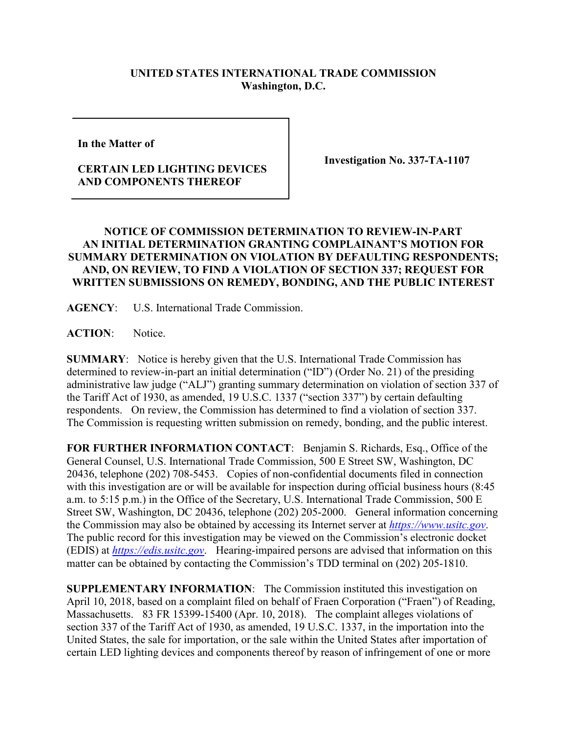**UNITED STATES INTERNATIONAL TRADE COMMISSION**
**Washington, D.C.**

| **In the Matter of**<br><br>**CERTAIN LED LIGHTING DEVICES AND COMPONENTS THEREOF** | **Investigation No. 337-TA-1107** |
|---|---|

**NOTICE OF COMMISSION DETERMINATION TO REVIEW-IN-PART AN INITIAL DETERMINATION GRANTING COMPLAINANT'S MOTION FOR SUMMARY DETERMINATION ON VIOLATION BY DEFAULTING RESPONDENTS; AND, ON REVIEW, TO FIND A VIOLATION OF SECTION 337; REQUEST FOR WRITTEN SUBMISSIONS ON REMEDY, BONDING, AND THE PUBLIC INTEREST**

**AGENCY**: U.S. International Trade Commission.

**ACTION**: Notice.

**SUMMARY**: Notice is hereby given that the U.S. International Trade Commission has determined to review-in-part an initial determination ("ID") (Order No. 21) of the presiding administrative law judge ("ALJ") granting summary determination on violation of section 337 of the Tariff Act of 1930, as amended, 19 U.S.C. 1337 ("section 337") by certain defaulting respondents. On review, the Commission has determined to find a violation of section 337. The Commission is requesting written submission on remedy, bonding, and the public interest.

**FOR FURTHER INFORMATION CONTACT**: Benjamin S. Richards, Esq., Office of the General Counsel, U.S. International Trade Commission, 500 E Street SW, Washington, DC 20436, telephone (202) 708-5453. Copies of non-confidential documents filed in connection with this investigation are or will be available for inspection during official business hours (8:45 a.m. to 5:15 p.m.) in the Office of the Secretary, U.S. International Trade Commission, 500 E Street SW, Washington, DC 20436, telephone (202) 205-2000. General information concerning the Commission may also be obtained by accessing its Internet server at *https://www.usitc.gov*. The public record for this investigation may be viewed on the Commission's electronic docket (EDIS) at *https://edis.usitc.gov*. Hearing-impaired persons are advised that information on this matter can be obtained by contacting the Commission's TDD terminal on (202) 205-1810.

**SUPPLEMENTARY INFORMATION**: The Commission instituted this investigation on April 10, 2018, based on a complaint filed on behalf of Fraen Corporation ("Fraen") of Reading, Massachusetts. 83 FR 15399-15400 (Apr. 10, 2018). The complaint alleges violations of section 337 of the Tariff Act of 1930, as amended, 19 U.S.C. 1337, in the importation into the United States, the sale for importation, or the sale within the United States after importation of certain LED lighting devices and components thereof by reason of infringement of one or more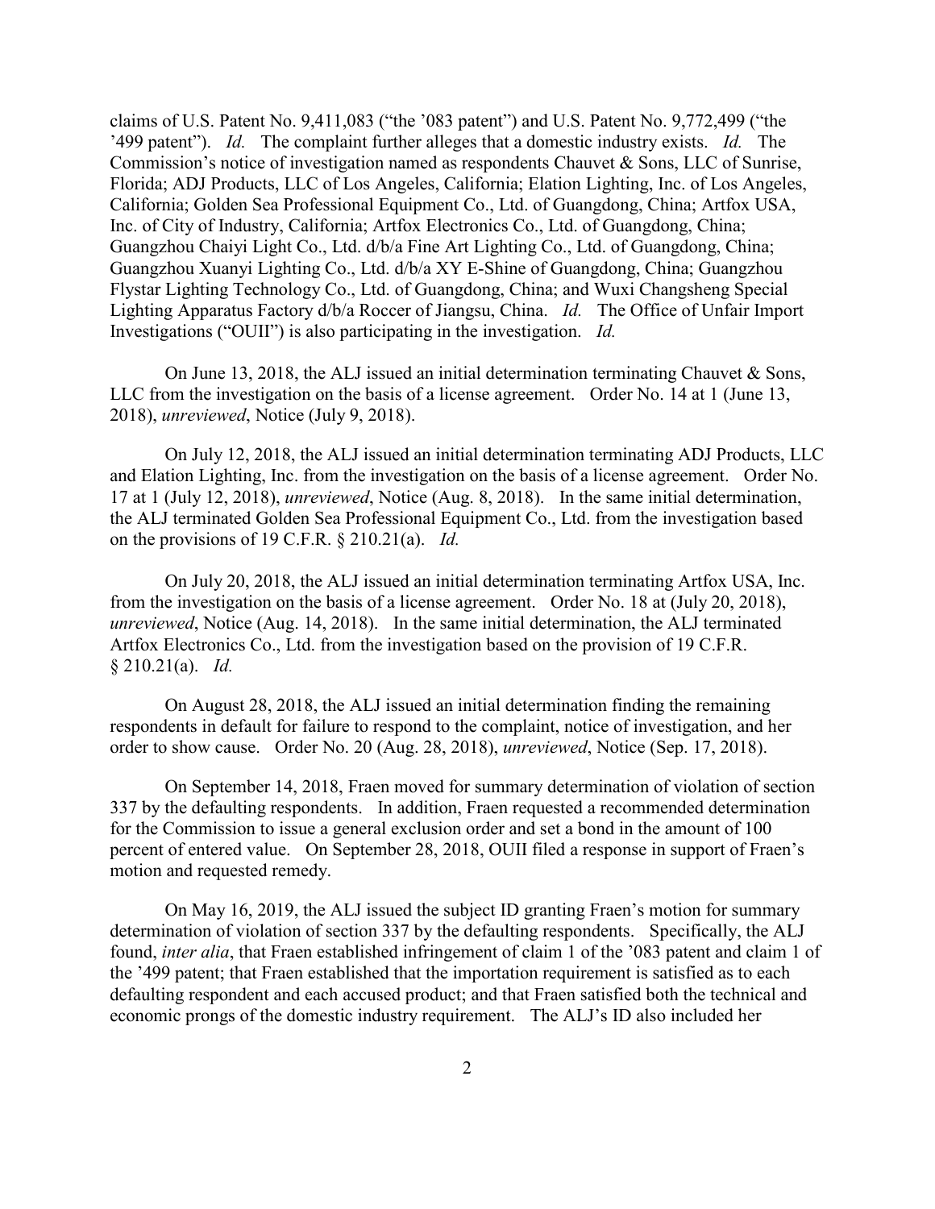claims of U.S. Patent No. 9,411,083 ("the '083 patent") and U.S. Patent No. 9,772,499 ("the '499 patent"). *Id.* The complaint further alleges that a domestic industry exists. *Id.* The Commission's notice of investigation named as respondents Chauvet & Sons, LLC of Sunrise, Florida; ADJ Products, LLC of Los Angeles, California; Elation Lighting, Inc. of Los Angeles, California; Golden Sea Professional Equipment Co., Ltd. of Guangdong, China; Artfox USA, Inc. of City of Industry, California; Artfox Electronics Co., Ltd. of Guangdong, China; Guangzhou Chaiyi Light Co., Ltd. d/b/a Fine Art Lighting Co., Ltd. of Guangdong, China; Guangzhou Xuanyi Lighting Co., Ltd. d/b/a XY E-Shine of Guangdong, China; Guangzhou Flystar Lighting Technology Co., Ltd. of Guangdong, China; and Wuxi Changsheng Special Lighting Apparatus Factory d/b/a Roccer of Jiangsu, China. *Id.* The Office of Unfair Import Investigations ("OUII") is also participating in the investigation. *Id.*

On June 13, 2018, the ALJ issued an initial determination terminating Chauvet & Sons, LLC from the investigation on the basis of a license agreement. Order No. 14 at 1 (June 13, 2018), *unreviewed*, Notice (July 9, 2018).

On July 12, 2018, the ALJ issued an initial determination terminating ADJ Products, LLC and Elation Lighting, Inc. from the investigation on the basis of a license agreement. Order No. 17 at 1 (July 12, 2018), *unreviewed*, Notice (Aug. 8, 2018). In the same initial determination, the ALJ terminated Golden Sea Professional Equipment Co., Ltd. from the investigation based on the provisions of 19 C.F.R. § 210.21(a). *Id.*

On July 20, 2018, the ALJ issued an initial determination terminating Artfox USA, Inc. from the investigation on the basis of a license agreement. Order No. 18 at (July 20, 2018), *unreviewed*, Notice (Aug. 14, 2018). In the same initial determination, the ALJ terminated Artfox Electronics Co., Ltd. from the investigation based on the provision of 19 C.F.R. § 210.21(a). *Id.*

On August 28, 2018, the ALJ issued an initial determination finding the remaining respondents in default for failure to respond to the complaint, notice of investigation, and her order to show cause. Order No. 20 (Aug. 28, 2018), *unreviewed*, Notice (Sep. 17, 2018).

On September 14, 2018, Fraen moved for summary determination of violation of section 337 by the defaulting respondents. In addition, Fraen requested a recommended determination for the Commission to issue a general exclusion order and set a bond in the amount of 100 percent of entered value. On September 28, 2018, OUII filed a response in support of Fraen's motion and requested remedy.

On May 16, 2019, the ALJ issued the subject ID granting Fraen's motion for summary determination of violation of section 337 by the defaulting respondents. Specifically, the ALJ found, *inter alia*, that Fraen established infringement of claim 1 of the '083 patent and claim 1 of the '499 patent; that Fraen established that the importation requirement is satisfied as to each defaulting respondent and each accused product; and that Fraen satisfied both the technical and economic prongs of the domestic industry requirement. The ALJ's ID also included her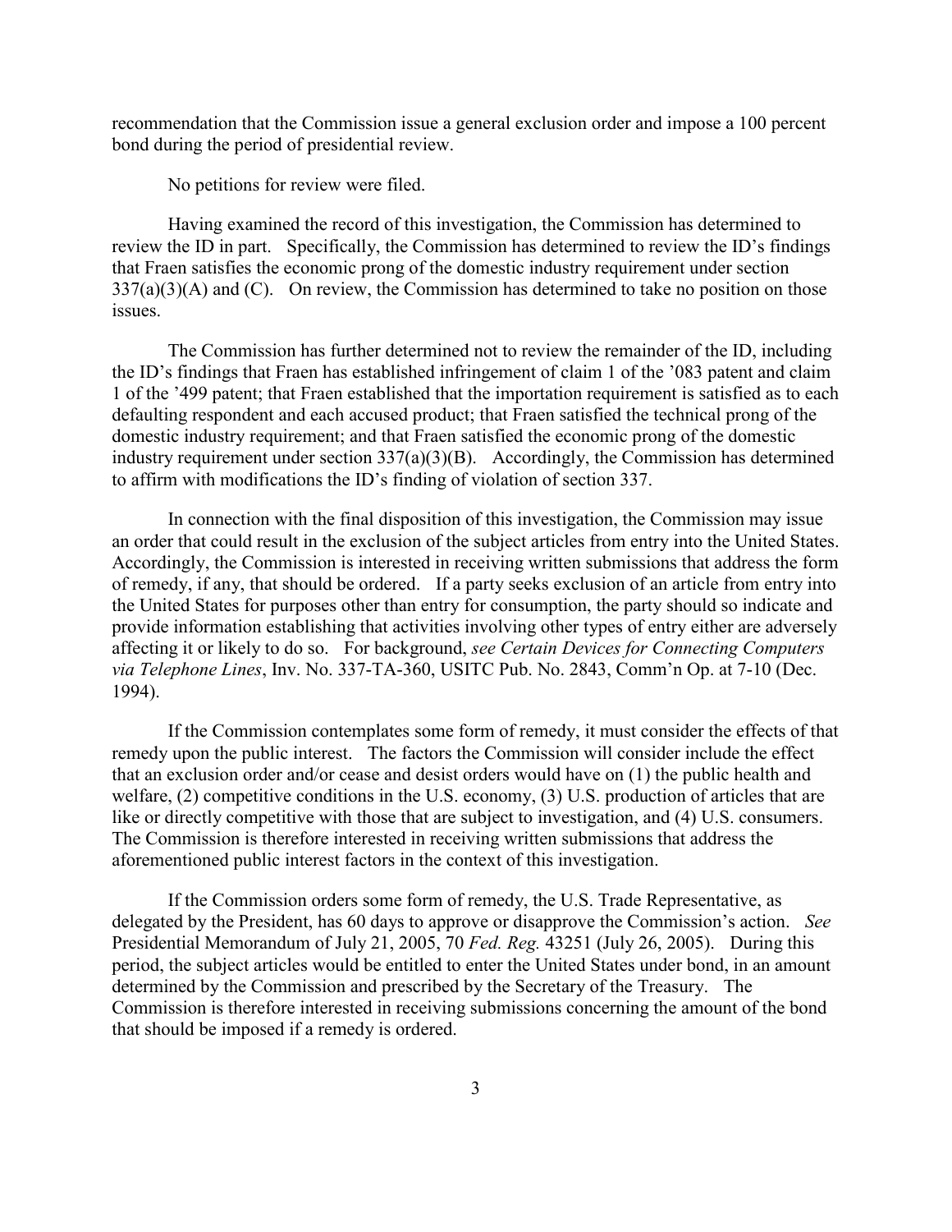recommendation that the Commission issue a general exclusion order and impose a 100 percent bond during the period of presidential review.

No petitions for review were filed.

Having examined the record of this investigation, the Commission has determined to review the ID in part. Specifically, the Commission has determined to review the ID's findings that Fraen satisfies the economic prong of the domestic industry requirement under section 337(a)(3)(A) and (C). On review, the Commission has determined to take no position on those issues.

The Commission has further determined not to review the remainder of the ID, including the ID's findings that Fraen has established infringement of claim 1 of the '083 patent and claim 1 of the '499 patent; that Fraen established that the importation requirement is satisfied as to each defaulting respondent and each accused product; that Fraen satisfied the technical prong of the domestic industry requirement; and that Fraen satisfied the economic prong of the domestic industry requirement under section 337(a)(3)(B). Accordingly, the Commission has determined to affirm with modifications the ID's finding of violation of section 337.

In connection with the final disposition of this investigation, the Commission may issue an order that could result in the exclusion of the subject articles from entry into the United States. Accordingly, the Commission is interested in receiving written submissions that address the form of remedy, if any, that should be ordered. If a party seeks exclusion of an article from entry into the United States for purposes other than entry for consumption, the party should so indicate and provide information establishing that activities involving other types of entry either are adversely affecting it or likely to do so. For background, *see Certain Devices for Connecting Computers via Telephone Lines*, Inv. No. 337-TA-360, USITC Pub. No. 2843, Comm'n Op. at 7-10 (Dec. 1994).

If the Commission contemplates some form of remedy, it must consider the effects of that remedy upon the public interest. The factors the Commission will consider include the effect that an exclusion order and/or cease and desist orders would have on (1) the public health and welfare, (2) competitive conditions in the U.S. economy, (3) U.S. production of articles that are like or directly competitive with those that are subject to investigation, and (4) U.S. consumers. The Commission is therefore interested in receiving written submissions that address the aforementioned public interest factors in the context of this investigation.

If the Commission orders some form of remedy, the U.S. Trade Representative, as delegated by the President, has 60 days to approve or disapprove the Commission's action. *See* Presidential Memorandum of July 21, 2005, 70 *Fed. Reg.* 43251 (July 26, 2005). During this period, the subject articles would be entitled to enter the United States under bond, in an amount determined by the Commission and prescribed by the Secretary of the Treasury. The Commission is therefore interested in receiving submissions concerning the amount of the bond that should be imposed if a remedy is ordered.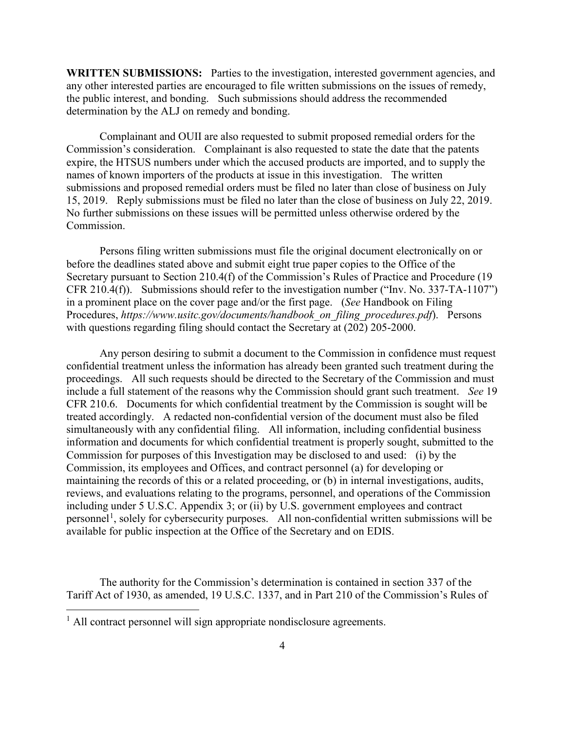**WRITTEN SUBMISSIONS:** Parties to the investigation, interested government agencies, and any other interested parties are encouraged to file written submissions on the issues of remedy, the public interest, and bonding. Such submissions should address the recommended determination by the ALJ on remedy and bonding.

Complainant and OUII are also requested to submit proposed remedial orders for the Commission's consideration. Complainant is also requested to state the date that the patents expire, the HTSUS numbers under which the accused products are imported, and to supply the names of known importers of the products at issue in this investigation. The written submissions and proposed remedial orders must be filed no later than close of business on July 15, 2019. Reply submissions must be filed no later than the close of business on July 22, 2019. No further submissions on these issues will be permitted unless otherwise ordered by the Commission.

Persons filing written submissions must file the original document electronically on or before the deadlines stated above and submit eight true paper copies to the Office of the Secretary pursuant to Section 210.4(f) of the Commission's Rules of Practice and Procedure (19 CFR 210.4(f)). Submissions should refer to the investigation number ("Inv. No. 337-TA-1107") in a prominent place on the cover page and/or the first page. (*See* Handbook on Filing Procedures, *https://www.usitc.gov/documents/handbook_on_filing_procedures.pdf*). Persons with questions regarding filing should contact the Secretary at (202) 205-2000.

Any person desiring to submit a document to the Commission in confidence must request confidential treatment unless the information has already been granted such treatment during the proceedings. All such requests should be directed to the Secretary of the Commission and must include a full statement of the reasons why the Commission should grant such treatment. *See* 19 CFR 210.6. Documents for which confidential treatment by the Commission is sought will be treated accordingly. A redacted non-confidential version of the document must also be filed simultaneously with any confidential filing. All information, including confidential business information and documents for which confidential treatment is properly sought, submitted to the Commission for purposes of this Investigation may be disclosed to and used: (i) by the Commission, its employees and Offices, and contract personnel (a) for developing or maintaining the records of this or a related proceeding, or (b) in internal investigations, audits, reviews, and evaluations relating to the programs, personnel, and operations of the Commission including under 5 U.S.C. Appendix 3; or (ii) by U.S. government employees and contract personnel[1], solely for cybersecurity purposes. All non-confidential written submissions will be available for public inspection at the Office of the Secretary and on EDIS.

The authority for the Commission's determination is contained in section 337 of the Tariff Act of 1930, as amended, 19 U.S.C. 1337, and in Part 210 of the Commission's Rules of

[1] All contract personnel will sign appropriate nondisclosure agreements.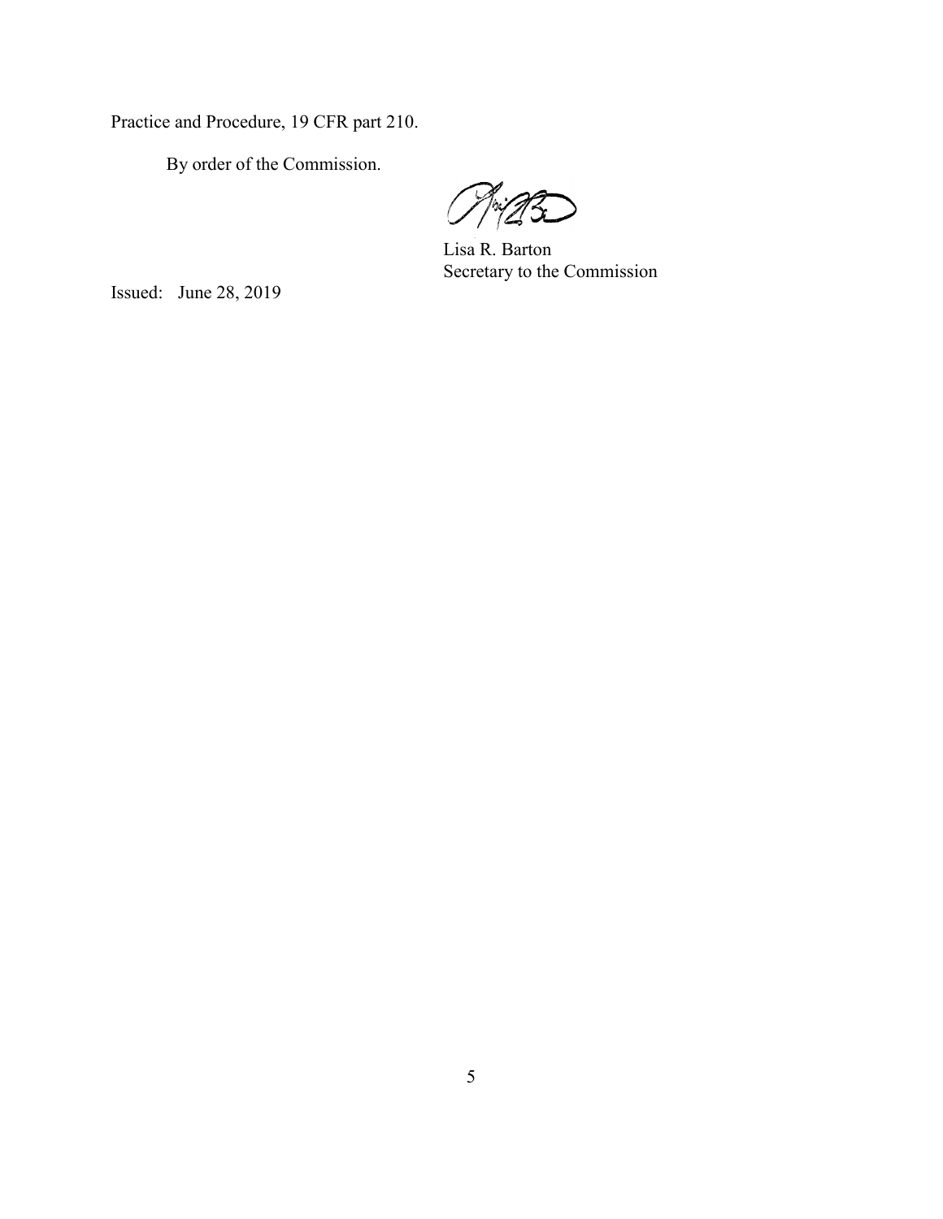Practice and Procedure, 19 CFR part 210.

By order of the Commission.

Lisa R. Barton
Secretary to the Commission

Issued: June 28, 2019